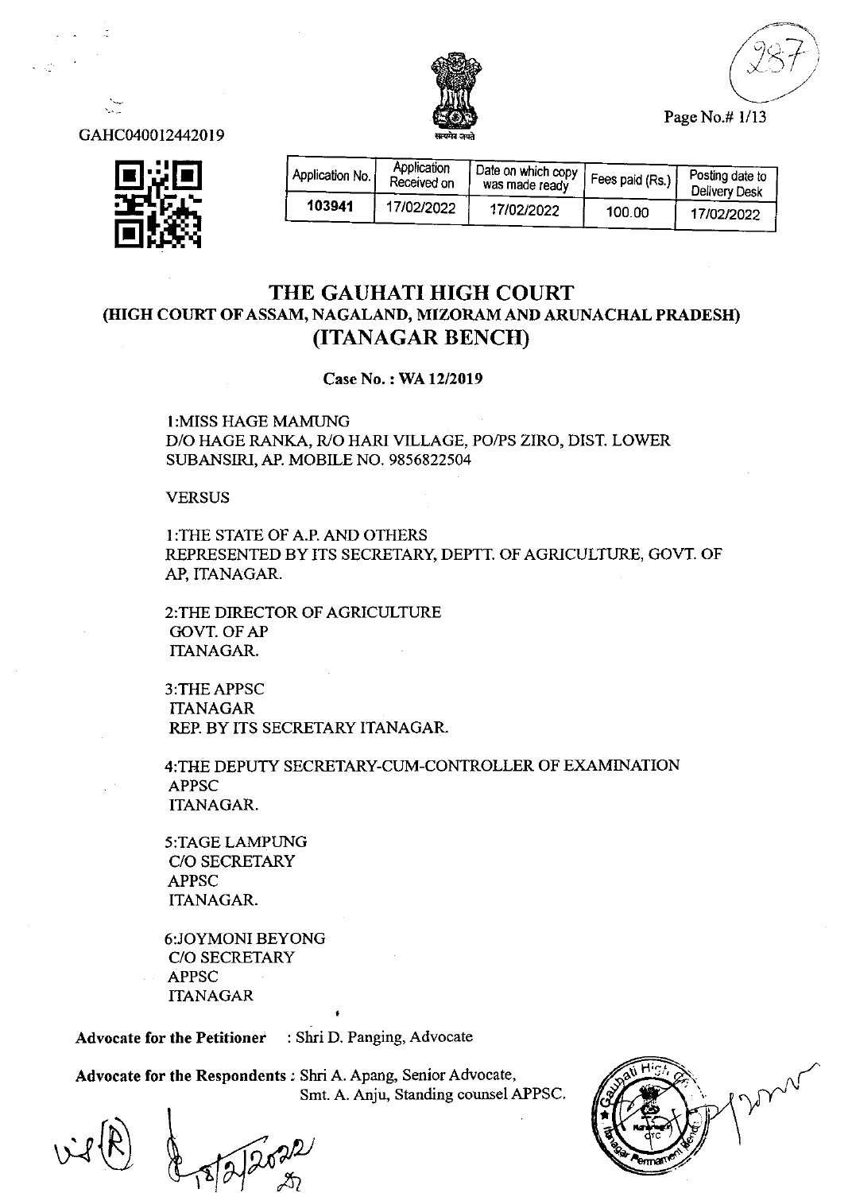GAHC040012442019

| Application No. | Application Received on | Date on which copy was made ready | Fees paid (Rs.) | Posting date to Delivery Desk |
|---|---|---|---|---|
| 103941 | 17/02/2022 | 17/02/2022 | 100.00 | 17/02/2022 |

# THE GAUHATI HIGH COURT
## (HIGH COURT OF ASSAM, NAGALAND, MIZORAM AND ARUNACHAL PRADESH)
## (ITANAGAR BENCH)

**Case No. : WA 12/2019**

1:MISS HAGE MAMUNG
D/O HAGE RANKA, R/O HARI VILLAGE, PO/PS ZIRO, DIST. LOWER SUBANSIRI, AP. MOBILE NO. 9856822504

VERSUS

1:THE STATE OF A.P. AND OTHERS
REPRESENTED BY ITS SECRETARY, DEPTT. OF AGRICULTURE, GOVT. OF AP, ITANAGAR.

2:THE DIRECTOR OF AGRICULTURE
GOVT. OF AP
ITANAGAR.

3:THE APPSC
ITANAGAR
REP. BY ITS SECRETARY ITANAGAR.

4:THE DEPUTY SECRETARY-CUM-CONTROLLER OF EXAMINATION
APPSC
ITANAGAR.

5:TAGE LAMPUNG
C/O SECRETARY
APPSC
ITANAGAR.

6:JOYMONI BEYONG
C/O SECRETARY
APPSC
ITANAGAR

**Advocate for the Petitioner** : Shri D. Panging, Advocate

**Advocate for the Respondents** : Shri A. Apang, Senior Advocate,
Smt. A. Anju, Standing counsel APPSC.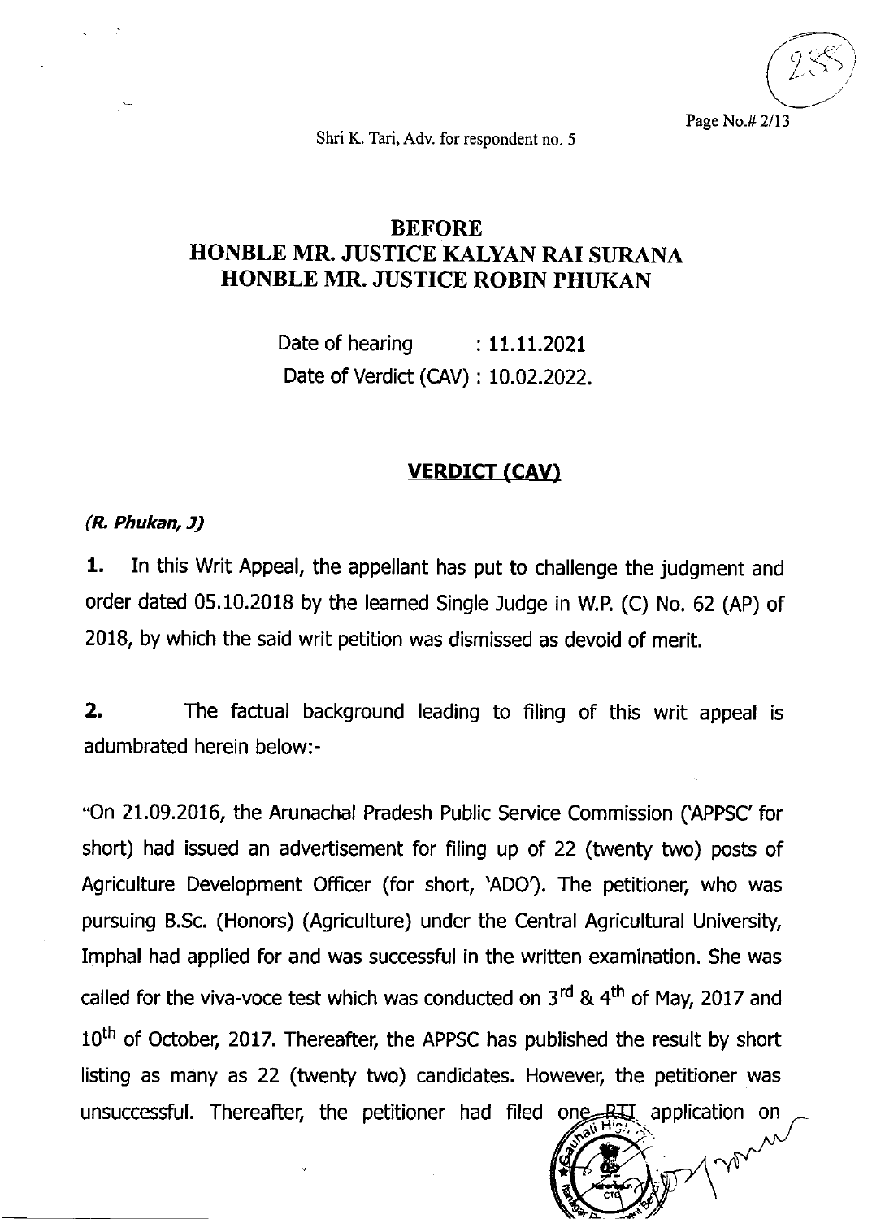Shri K. Tari, Adv. for respondent no. 5

# BEFORE
# HONBLE MR. JUSTICE KALYAN RAI SURANA
# HONBLE MR. JUSTICE ROBIN PHUKAN

Date of hearing : 11.11.2021

Date of Verdict (CAV) : 10.02.2022.

## VERDICT (CAV)

***(R. Phukan, J)***

**1.** In this Writ Appeal, the appellant has put to challenge the judgment and order dated 05.10.2018 by the learned Single Judge in W.P. (C) No. 62 (AP) of 2018, by which the said writ petition was dismissed as devoid of merit.

**2.** The factual background leading to filing of this writ appeal is adumbrated herein below:-

"On 21.09.2016, the Arunachal Pradesh Public Service Commission ('APPSC' for short) had issued an advertisement for filing up of 22 (twenty two) posts of Agriculture Development Officer (for short, 'ADO'). The petitioner, who was pursuing B.Sc. (Honors) (Agriculture) under the Central Agricultural University, Imphal had applied for and was successful in the written examination. She was called for the viva-voce test which was conducted on 3rd & 4th of May, 2017 and 10th of October, 2017. Thereafter, the APPSC has published the result by short listing as many as 22 (twenty two) candidates. However, the petitioner was unsuccessful. Thereafter, the petitioner had filed one RTI application on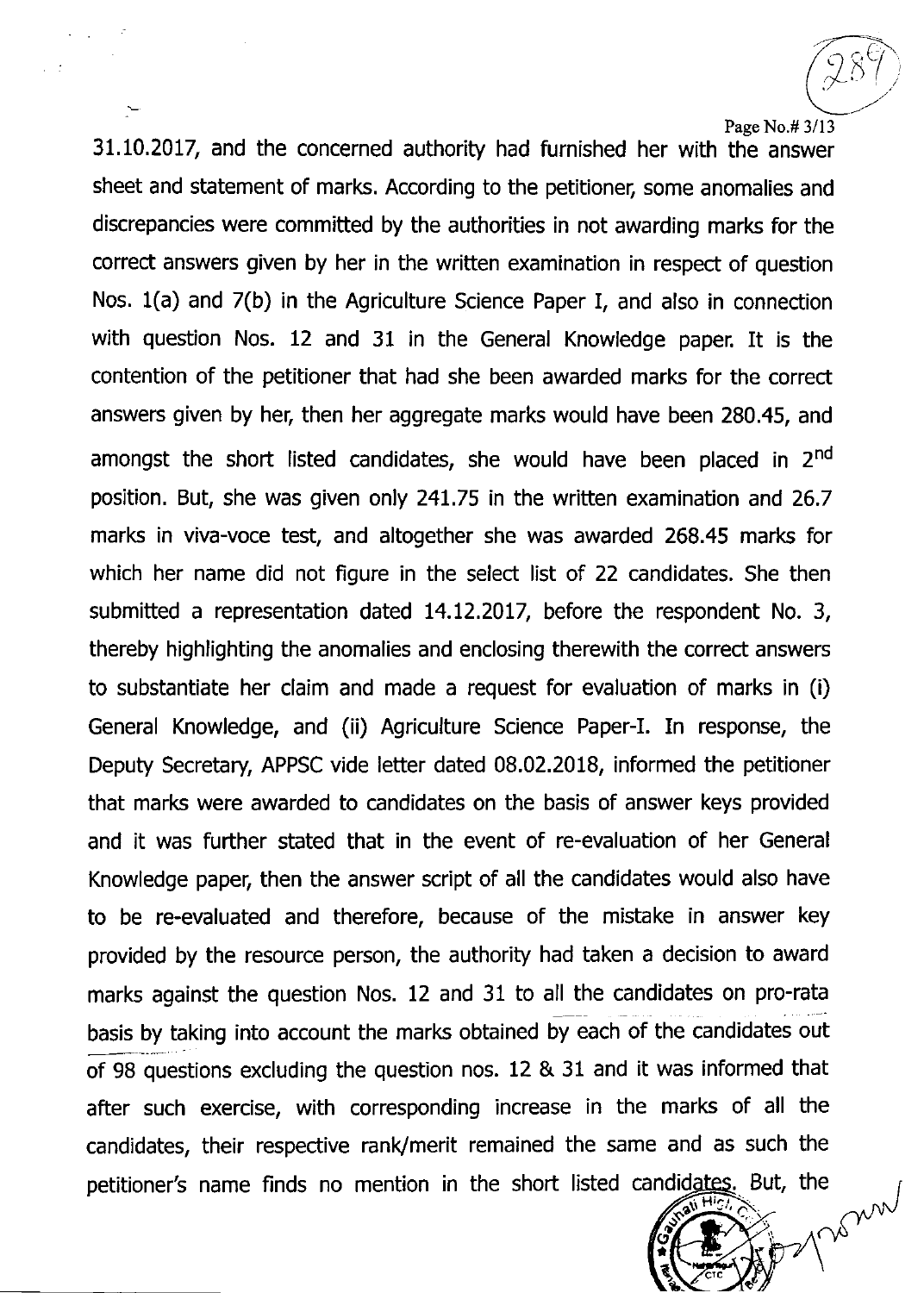31.10.2017, and the concerned authority had furnished her with the answer sheet and statement of marks. According to the petitioner, some anomalies and discrepancies were committed by the authorities in not awarding marks for the correct answers given by her in the written examination in respect of question Nos. 1(a) and 7(b) in the Agriculture Science Paper I, and also in connection with question Nos. 12 and 31 in the General Knowledge paper. It is the contention of the petitioner that had she been awarded marks for the correct answers given by her, then her aggregate marks would have been 280.45, and amongst the short listed candidates, she would have been placed in 2nd position. But, she was given only 241.75 in the written examination and 26.7 marks in viva-voce test, and altogether she was awarded 268.45 marks for which her name did not figure in the select list of 22 candidates. She then submitted a representation dated 14.12.2017, before the respondent No. 3, thereby highlighting the anomalies and enclosing therewith the correct answers to substantiate her claim and made a request for evaluation of marks in (i) General Knowledge, and (ii) Agriculture Science Paper-I. In response, the Deputy Secretary, APPSC vide letter dated 08.02.2018, informed the petitioner that marks were awarded to candidates on the basis of answer keys provided and it was further stated that in the event of re-evaluation of her General Knowledge paper, then the answer script of all the candidates would also have to be re-evaluated and therefore, because of the mistake in answer key provided by the resource person, the authority had taken a decision to award marks against the question Nos. 12 and 31 to all the candidates on pro-rata basis by taking into account the marks obtained by each of the candidates out of 98 questions excluding the question nos. 12 & 31 and it was informed that after such exercise, with corresponding increase in the marks of all the candidates, their respective rank/merit remained the same and as such the petitioner's name finds no mention in the short listed candidates. But, the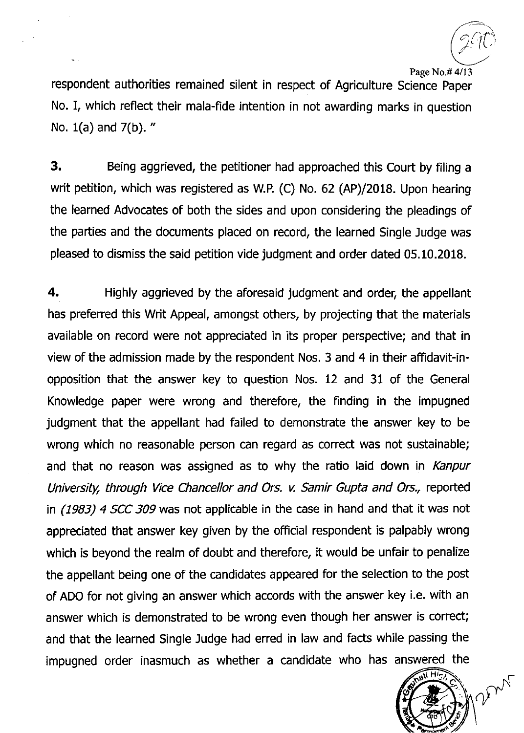respondent authorities remained silent in respect of Agriculture Science Paper No. I, which reflect their mala-fide intention in not awarding marks in question No. 1(a) and 7(b). "

**3.** Being aggrieved, the petitioner had approached this Court by filing a writ petition, which was registered as W.P. (C) No. 62 (AP)/2018. Upon hearing the learned Advocates of both the sides and upon considering the pleadings of the parties and the documents placed on record, the learned Single Judge was pleased to dismiss the said petition vide judgment and order dated 05.10.2018.

**4.** Highly aggrieved by the aforesaid judgment and order, the appellant has preferred this Writ Appeal, amongst others, by projecting that the materials available on record were not appreciated in its proper perspective; and that in view of the admission made by the respondent Nos. 3 and 4 in their affidavit-in-opposition that the answer key to question Nos. 12 and 31 of the General Knowledge paper were wrong and therefore, the finding in the impugned judgment that the appellant had failed to demonstrate the answer key to be wrong which no reasonable person can regard as correct was not sustainable; and that no reason was assigned as to why the ratio laid down in *Kanpur University, through Vice Chancellor and Ors. v. Samir Gupta and Ors.,* reported in *(1983) 4 SCC 309* was not applicable in the case in hand and that it was not appreciated that answer key given by the official respondent is palpably wrong which is beyond the realm of doubt and therefore, it would be unfair to penalize the appellant being one of the candidates appeared for the selection to the post of ADO for not giving an answer which accords with the answer key i.e. with an answer which is demonstrated to be wrong even though her answer is correct; and that the learned Single Judge had erred in law and facts while passing the impugned order inasmuch as whether a candidate who has answered the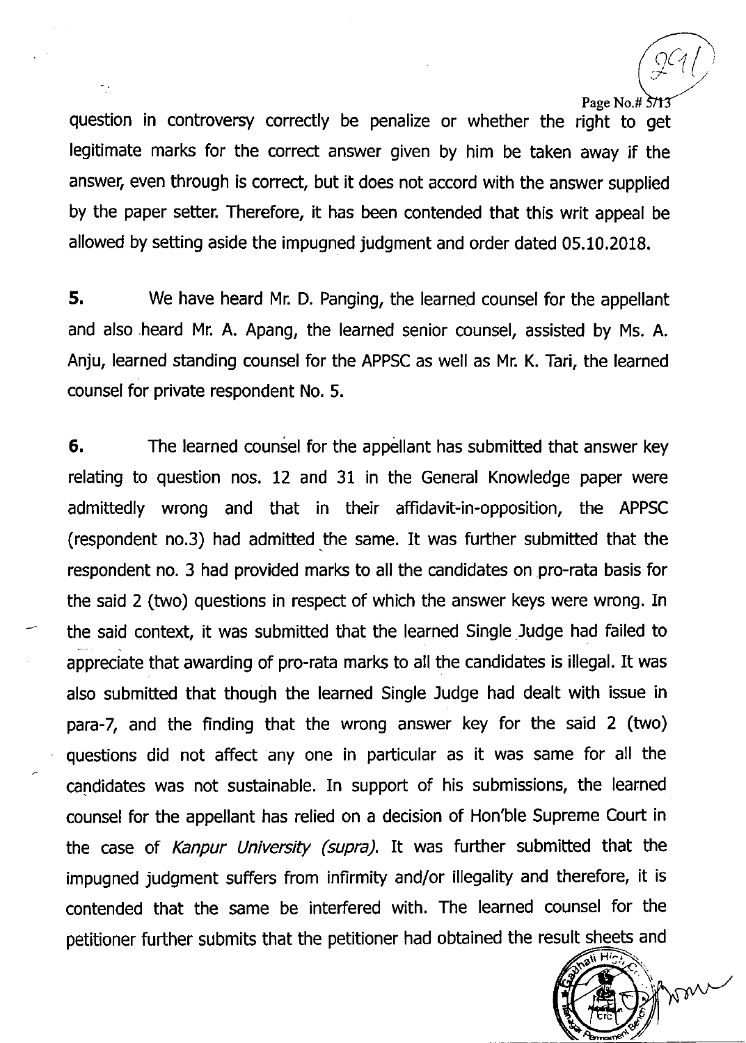question in controversy correctly be penalize or whether the right to get legitimate marks for the correct answer given by him be taken away if the answer, even through is correct, but it does not accord with the answer supplied by the paper setter. Therefore, it has been contended that this writ appeal be allowed by setting aside the impugned judgment and order dated 05.10.2018.

**5.** We have heard Mr. D. Panging, the learned counsel for the appellant and also heard Mr. A. Apang, the learned senior counsel, assisted by Ms. A. Anju, learned standing counsel for the APPSC as well as Mr. K. Tari, the learned counsel for private respondent No. 5.

**6.** The learned counsel for the appellant has submitted that answer key relating to question nos. 12 and 31 in the General Knowledge paper were admittedly wrong and that in their affidavit-in-opposition, the APPSC (respondent no.3) had admitted the same. It was further submitted that the respondent no. 3 had provided marks to all the candidates on pro-rata basis for the said 2 (two) questions in respect of which the answer keys were wrong. In the said context, it was submitted that the learned Single Judge had failed to appreciate that awarding of pro-rata marks to all the candidates is illegal. It was also submitted that though the learned Single Judge had dealt with issue in para-7, and the finding that the wrong answer key for the said 2 (two) questions did not affect any one in particular as it was same for all the candidates was not sustainable. In support of his submissions, the learned counsel for the appellant has relied on a decision of Hon'ble Supreme Court in the case of *Kanpur University (supra)*. It was further submitted that the impugned judgment suffers from infirmity and/or illegality and therefore, it is contended that the same be interfered with. The learned counsel for the petitioner further submits that the petitioner had obtained the result sheets and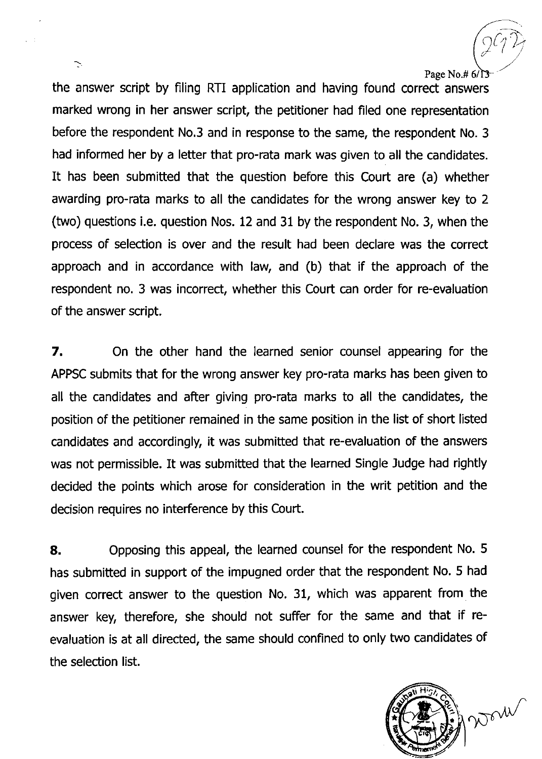the answer script by filing RTI application and having found correct answers marked wrong in her answer script, the petitioner had filed one representation before the respondent No.3 and in response to the same, the respondent No. 3 had informed her by a letter that pro-rata mark was given to all the candidates. It has been submitted that the question before this Court are (a) whether awarding pro-rata marks to all the candidates for the wrong answer key to 2 (two) questions i.e. question Nos. 12 and 31 by the respondent No. 3, when the process of selection is over and the result had been declare was the correct approach and in accordance with law, and (b) that if the approach of the respondent no. 3 was incorrect, whether this Court can order for re-evaluation of the answer script.

**7.** On the other hand the learned senior counsel appearing for the APPSC submits that for the wrong answer key pro-rata marks has been given to all the candidates and after giving pro-rata marks to all the candidates, the position of the petitioner remained in the same position in the list of short listed candidates and accordingly, it was submitted that re-evaluation of the answers was not permissible. It was submitted that the learned Single Judge had rightly decided the points which arose for consideration in the writ petition and the decision requires no interference by this Court.

**8.** Opposing this appeal, the learned counsel for the respondent No. 5 has submitted in support of the impugned order that the respondent No. 5 had given correct answer to the question No. 31, which was apparent from the answer key, therefore, she should not suffer for the same and that if re-evaluation is at all directed, the same should confined to only two candidates of the selection list.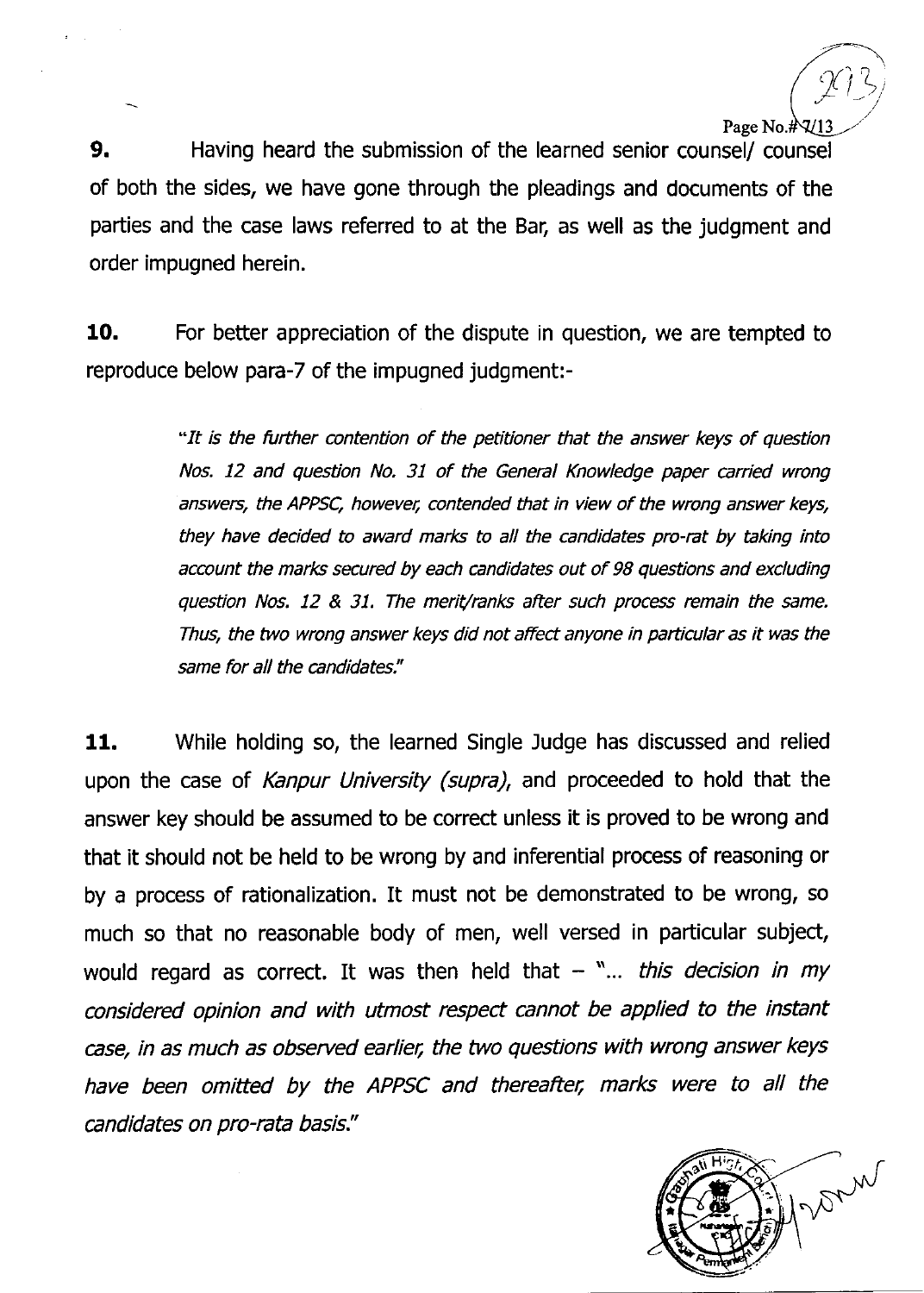**9.** Having heard the submission of the learned senior counsel/ counsel of both the sides, we have gone through the pleadings and documents of the parties and the case laws referred to at the Bar, as well as the judgment and order impugned herein.

**10.** For better appreciation of the dispute in question, we are tempted to reproduce below para-7 of the impugned judgment:-

> *"It is the further contention of the petitioner that the answer keys of question Nos. 12 and question No. 31 of the General Knowledge paper carried wrong answers, the APPSC, however, contended that in view of the wrong answer keys, they have decided to award marks to all the candidates pro-rat by taking into account the marks secured by each candidates out of 98 questions and excluding question Nos. 12 & 31. The merit/ranks after such process remain the same. Thus, the two wrong answer keys did not affect anyone in particular as it was the same for all the candidates."*

**11.** While holding so, the learned Single Judge has discussed and relied upon the case of *Kanpur University (supra)*, and proceeded to hold that the answer key should be assumed to be correct unless it is proved to be wrong and that it should not be held to be wrong by and inferential process of reasoning or by a process of rationalization. It must not be demonstrated to be wrong, so much so that no reasonable body of men, well versed in particular subject, would regard as correct. It was then held that – "... *this decision in my considered opinion and with utmost respect cannot be applied to the instant case, in as much as observed earlier, the two questions with wrong answer keys have been omitted by the APPSC and thereafter, marks were to all the candidates on pro-rata basis.*"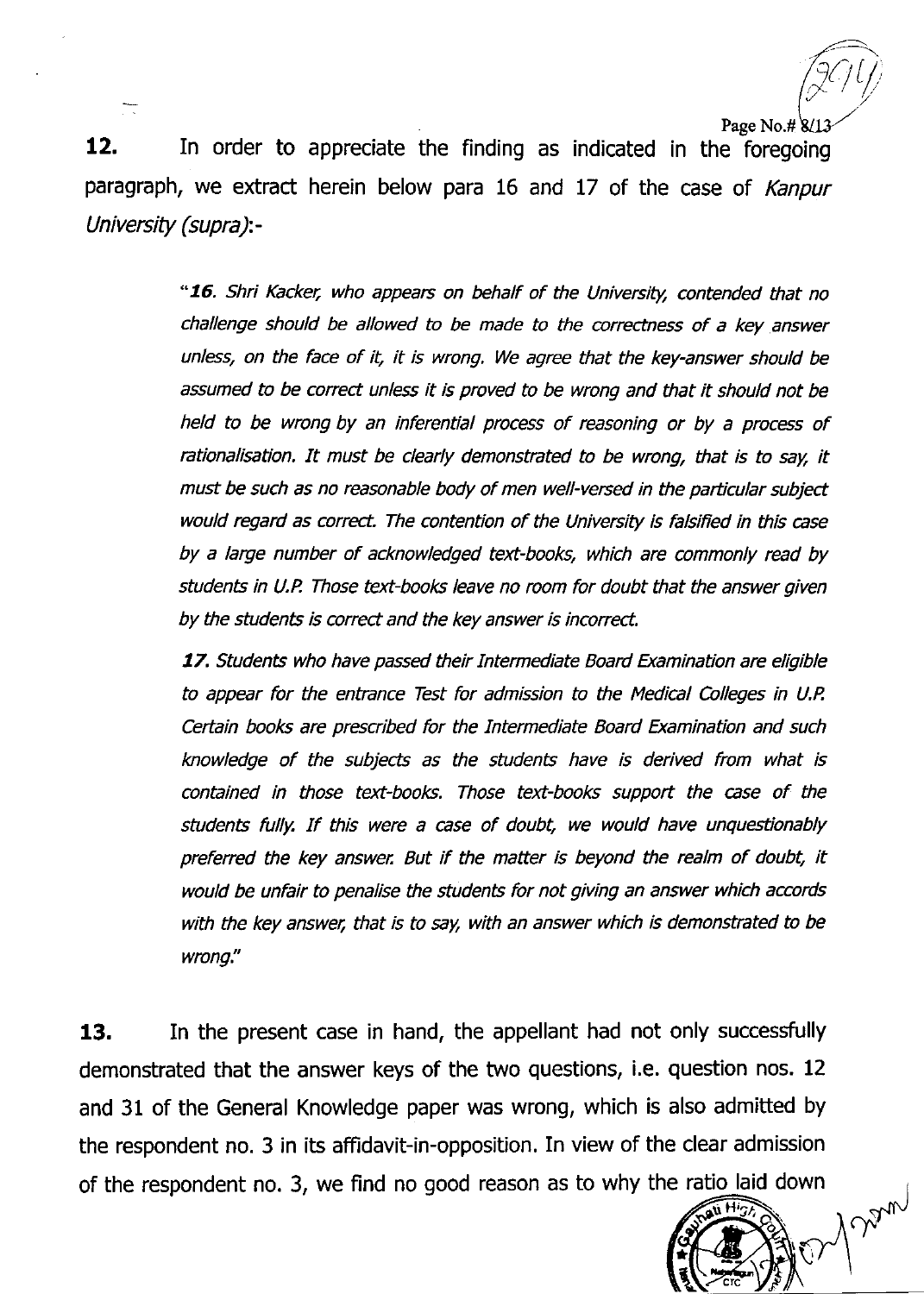**12.** In order to appreciate the finding as indicated in the foregoing paragraph, we extract herein below para 16 and 17 of the case of *Kanpur University (supra)*:-

> "*16. Shri Kacker, who appears on behalf of the University, contended that no challenge should be allowed to be made to the correctness of a key answer unless, on the face of it, it is wrong. We agree that the key-answer should be assumed to be correct unless it is proved to be wrong and that it should not be held to be wrong by an inferential process of reasoning or by a process of rationalisation. It must be clearly demonstrated to be wrong, that is to say, it must be such as no reasonable body of men well-versed in the particular subject would regard as correct. The contention of the University is falsified in this case by a large number of acknowledged text-books, which are commonly read by students in U.P. Those text-books leave no room for doubt that the answer given by the students is correct and the key answer is incorrect.*
>
> ***17.** Students who have passed their Intermediate Board Examination are eligible to appear for the entrance Test for admission to the Medical Colleges in U.P. Certain books are prescribed for the Intermediate Board Examination and such knowledge of the subjects as the students have is derived from what is contained in those text-books. Those text-books support the case of the students fully. If this were a case of doubt, we would have unquestionably preferred the key answer. But if the matter is beyond the realm of doubt, it would be unfair to penalise the students for not giving an answer which accords with the key answer, that is to say, with an answer which is demonstrated to be wrong.*"

**13.** In the present case in hand, the appellant had not only successfully demonstrated that the answer keys of the two questions, i.e. question nos. 12 and 31 of the General Knowledge paper was wrong, which is also admitted by the respondent no. 3 in its affidavit-in-opposition. In view of the clear admission of the respondent no. 3, we find no good reason as to why the ratio laid down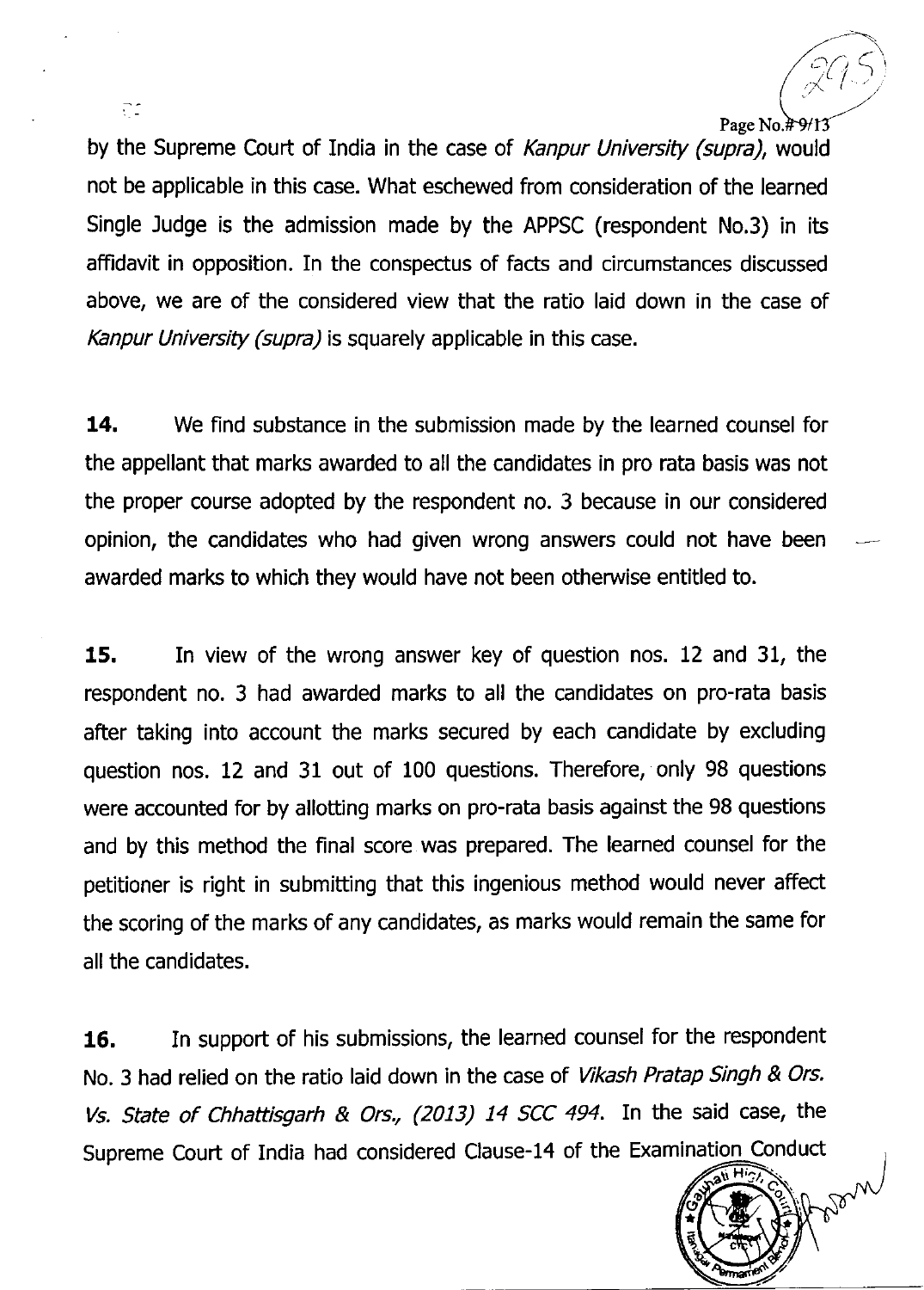by the Supreme Court of India in the case of *Kanpur University (supra)*, would not be applicable in this case. What eschewed from consideration of the learned Single Judge is the admission made by the APPSC (respondent No.3) in its affidavit in opposition. In the conspectus of facts and circumstances discussed above, we are of the considered view that the ratio laid down in the case of *Kanpur University (supra)* is squarely applicable in this case.

**14.** We find substance in the submission made by the learned counsel for the appellant that marks awarded to all the candidates in pro rata basis was not the proper course adopted by the respondent no. 3 because in our considered opinion, the candidates who had given wrong answers could not have been awarded marks to which they would have not been otherwise entitled to.

**15.** In view of the wrong answer key of question nos. 12 and 31, the respondent no. 3 had awarded marks to all the candidates on pro-rata basis after taking into account the marks secured by each candidate by excluding question nos. 12 and 31 out of 100 questions. Therefore, only 98 questions were accounted for by allotting marks on pro-rata basis against the 98 questions and by this method the final score was prepared. The learned counsel for the petitioner is right in submitting that this ingenious method would never affect the scoring of the marks of any candidates, as marks would remain the same for all the candidates.

**16.** In support of his submissions, the learned counsel for the respondent No. 3 had relied on the ratio laid down in the case of *Vikash Pratap Singh & Ors. Vs. State of Chhattisgarh & Ors., (2013) 14 SCC 494*. In the said case, the Supreme Court of India had considered Clause-14 of the Examination Conduct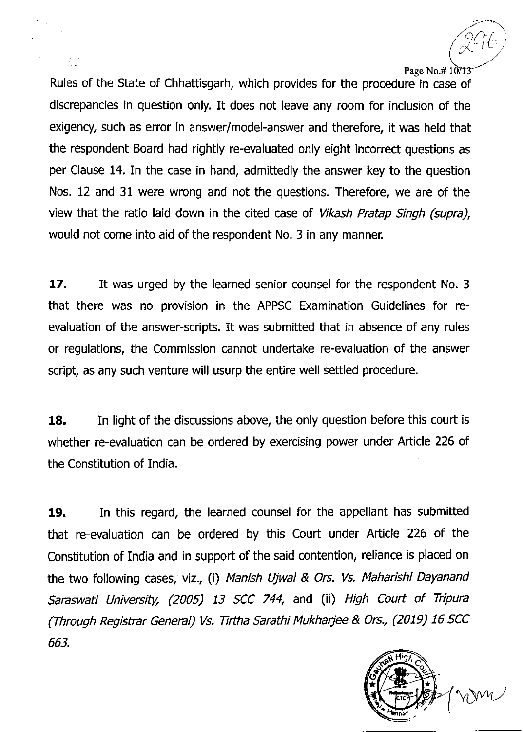Rules of the State of Chhattisgarh, which provides for the procedure in case of discrepancies in question only. It does not leave any room for inclusion of the exigency, such as error in answer/model-answer and therefore, it was held that the respondent Board had rightly re-evaluated only eight incorrect questions as per Clause 14. In the case in hand, admittedly the answer key to the question Nos. 12 and 31 were wrong and not the questions. Therefore, we are of the view that the ratio laid down in the cited case of *Vikash Pratap Singh (supra)*, would not come into aid of the respondent No. 3 in any manner.

**17.** It was urged by the learned senior counsel for the respondent No. 3 that there was no provision in the APPSC Examination Guidelines for re-evaluation of the answer-scripts. It was submitted that in absence of any rules or regulations, the Commission cannot undertake re-evaluation of the answer script, as any such venture will usurp the entire well settled procedure.

**18.** In light of the discussions above, the only question before this court is whether re-evaluation can be ordered by exercising power under Article 226 of the Constitution of India.

**19.** In this regard, the learned counsel for the appellant has submitted that re-evaluation can be ordered by this Court under Article 226 of the Constitution of India and in support of the said contention, reliance is placed on the two following cases, viz., (i) *Manish Ujwal & Ors. Vs. Maharishi Dayanand Saraswati University, (2005) 13 SCC 744*, and (ii) *High Court of Tripura (Through Registrar General) Vs. Tirtha Sarathi Mukharjee & Ors., (2019) 16 SCC 663.*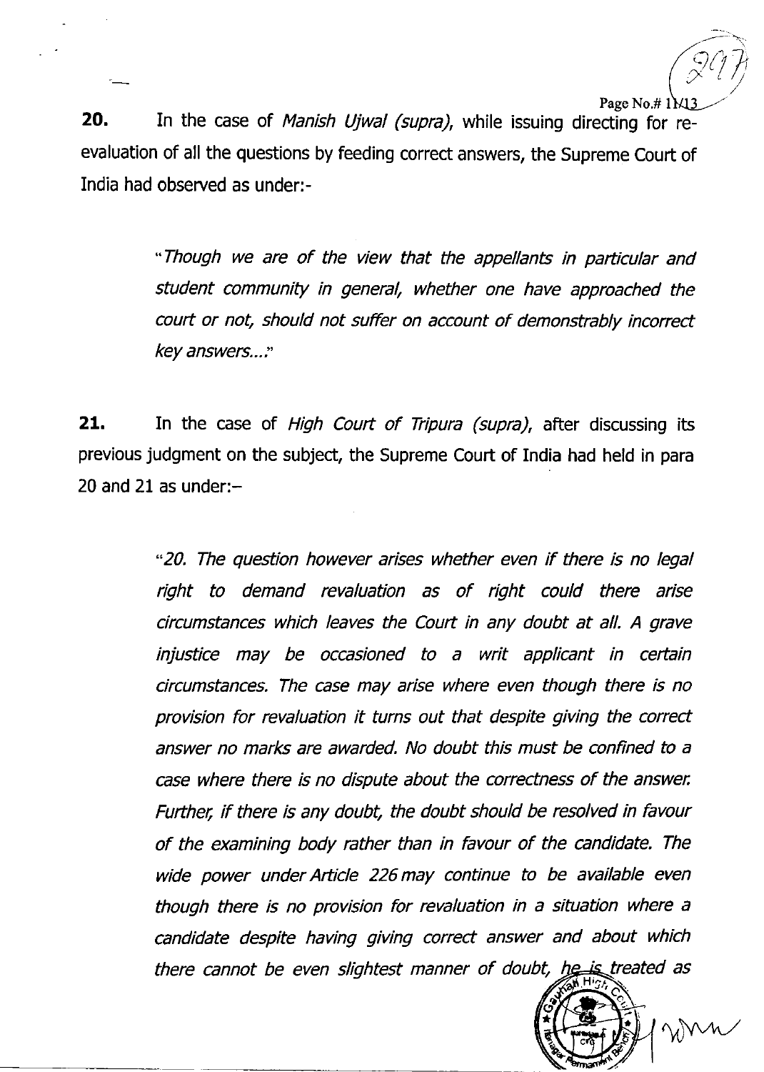**20.** In the case of *Manish Ujwal (supra)*, while issuing directing for re-evaluation of all the questions by feeding correct answers, the Supreme Court of India had observed as under:-

> "*Though we are of the view that the appellants in particular and student community in general, whether one have approached the court or not, should not suffer on account of demonstrably incorrect key answers....*"

**21.** In the case of *High Court of Tripura (supra)*, after discussing its previous judgment on the subject, the Supreme Court of India had held in para 20 and 21 as under:–

> "*20. The question however arises whether even if there is no legal right to demand revaluation as of right could there arise circumstances which leaves the Court in any doubt at all. A grave injustice may be occasioned to a writ applicant in certain circumstances. The case may arise where even though there is no provision for revaluation it turns out that despite giving the correct answer no marks are awarded. No doubt this must be confined to a case where there is no dispute about the correctness of the answer. Further, if there is any doubt, the doubt should be resolved in favour of the examining body rather than in favour of the candidate. The wide power under Article 226 may continue to be available even though there is no provision for revaluation in a situation where a candidate despite having giving correct answer and about which there cannot be even slightest manner of doubt, he is treated as*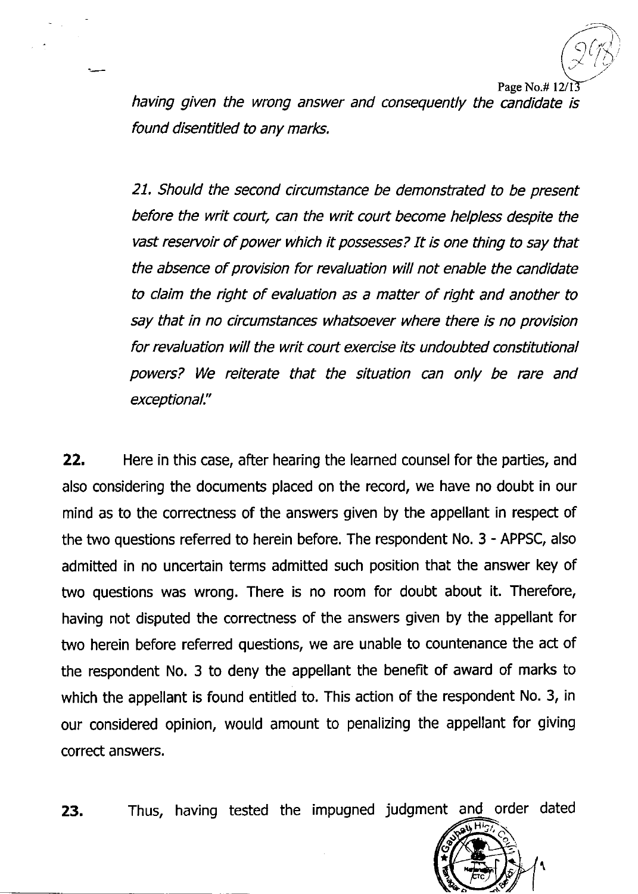*having given the wrong answer and consequently the candidate is found disentitled to any marks.*

*21. Should the second circumstance be demonstrated to be present before the writ court, can the writ court become helpless despite the vast reservoir of power which it possesses? It is one thing to say that the absence of provision for revaluation will not enable the candidate to claim the right of evaluation as a matter of right and another to say that in no circumstances whatsoever where there is no provision for revaluation will the writ court exercise its undoubted constitutional powers? We reiterate that the situation can only be rare and exceptional."*

**22.** Here in this case, after hearing the learned counsel for the parties, and also considering the documents placed on the record, we have no doubt in our mind as to the correctness of the answers given by the appellant in respect of the two questions referred to herein before. The respondent No. 3 - APPSC, also admitted in no uncertain terms admitted such position that the answer key of two questions was wrong. There is no room for doubt about it. Therefore, having not disputed the correctness of the answers given by the appellant for two herein before referred questions, we are unable to countenance the act of the respondent No. 3 to deny the appellant the benefit of award of marks to which the appellant is found entitled to. This action of the respondent No. 3, in our considered opinion, would amount to penalizing the appellant for giving correct answers.

**23.** Thus, having tested the impugned judgment and order dated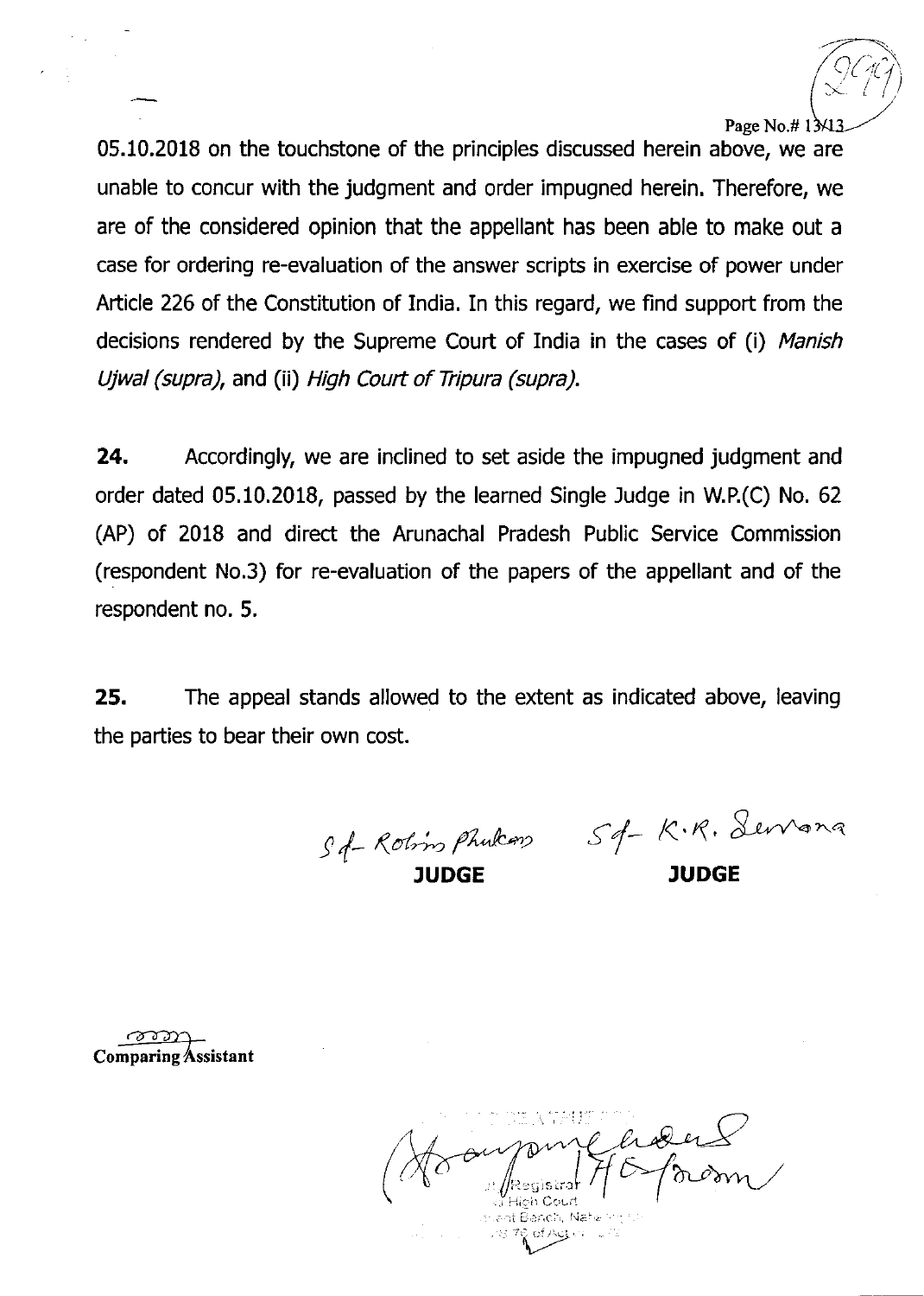05.10.2018 on the touchstone of the principles discussed herein above, we are unable to concur with the judgment and order impugned herein. Therefore, we are of the considered opinion that the appellant has been able to make out a case for ordering re-evaluation of the answer scripts in exercise of power under Article 226 of the Constitution of India. In this regard, we find support from the decisions rendered by the Supreme Court of India in the cases of (i) *Manish Ujwal (supra)*, and (ii) *High Court of Tripura (supra)*.

**24.** Accordingly, we are inclined to set aside the impugned judgment and order dated 05.10.2018, passed by the learned Single Judge in W.P.(C) No. 62 (AP) of 2018 and direct the Arunachal Pradesh Public Service Commission (respondent No.3) for re-evaluation of the papers of the appellant and of the respondent no. 5.

**25.** The appeal stands allowed to the extent as indicated above, leaving the parties to bear their own cost.

Sd- Robin Phukan
**JUDGE**

Sd- K.R. Surana
**JUDGE**

**Comparing Assistant**